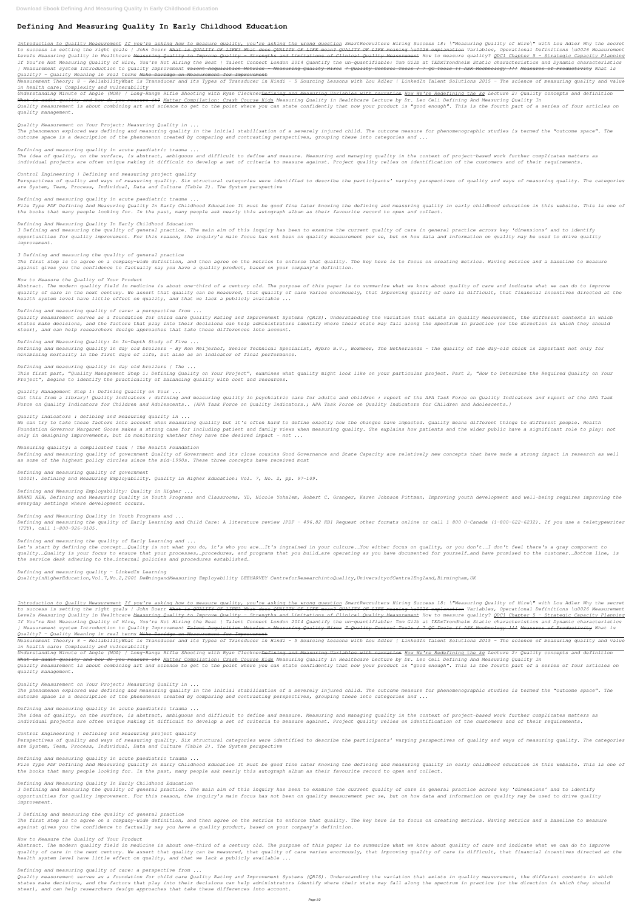# Defining And Measuring Quality In Early Childhood Education

*Introduction to Quality Measurement If you're asking how to measure quality, you're asking the wrong question SmartRecruiters Hiring Success 18: \"Measuring Quality of Hire\" with Lou Adler Why the secret to success is setting the right goals | John Doerr What is QUALITY OF LIFE? What does QUALITY OF LIFE mean? QUALITY OF LIFE meaning \u0026 explanation Variables, Operational Definitions \u0026 Measurement Levels Measuring Quality in Healthcare Measuring Quality to Improve Quality - Strengths and Limitations of Clinical Quality Measurement How to measure quality? QDC1 Chapter 5 - Strategic Capacity Planning If You're Not Measuring Quality of Hire, You're Not Hiring the Best | Talent Connect London 2014 Quantify the un-quantifiable: Tom Gilb at TEDxTrondheim Static characteristics and Dynamic characteristics | Measurement system Introduction to Quality Improvement Talent Acquisition Metrics - Measuring Quality Hires 7 Quality Control Tools | 7 QC Tools || ASK Mechnology !!! Measures of Productivity What is Quality? - Quality Meaning in real terms Mike Davidge on Measurement for Improvement*

*Measurement Theory: 8 - ReliabilityWhat is Transducer and its Types of Transducer in Hindi - 5 Sourcing Lessons with Lou Adler | LinkedIn Talent Solutions 2015 - The science of measuring quality and value in health care: Complexity and vulnerability*

*Understanding Minute of Angle (MOA) | Long-Range Rifle Shooting with Ryan ClecknerDefining and Measuring Variables with narration How We're Redefining the kg Lecture 2: Quality concepts and definition What is audit quality and how do you measure it? Matter Compilation: Crash Course Kids Measuring Quality in Healthcare Lecture by Dr. Leo Celi Defining And Measuring Quality In*

*Quality measurement is about combining art and science to get to the point where you can state confidently that now your product is "good enough". This is the fourth part of a series of four articles on quality management.*

*Quality Measurement on Your Project: Measuring Quality in ...*

*The phenomenon explored was defining and measuring quality in the initial stabilisation of a severely injured child. The outcome measure for phenomenographic studies is termed the "outcome space". The outcome space is a description of the phenomenon created by comparing and contrasting perspectives, grouping these into categories and ...*

*Defining and measuring quality in acute paediatric trauma ...*

*The idea of quality, on the surface, is abstract, ambiguous and difficult to define and measure. Measuring and managing quality in the context of project-based work further complicates matters as individual projects are often unique making it difficult to develop a set of criteria to measure against. Project quality relies on identification of the customers and of their requirements.*

*Control Engineering | Defining and measuring project quality*

*Perspectives of quality and ways of measuring quality. Six structural categories were identified to describe the participants' varying perspectives of quality and ways of measuring quality. The categories are System, Team, Process, Individual, Data and Culture (Table 2). The system perspective*

*Defining and measuring quality in acute paediatric trauma ...*

*File Type PDF Defining And Measuring Quality In Early Childhood Education It must be good fine later knowing the defining and measuring quality in early childhood education in this website. This is one of the books that many people looking for. In the past, many people ask nearly this autograph album as their favourite record to open and collect.*

*Defining And Measuring Quality In Early Childhood Education*

*3 Defining and measuring the quality of general practice. The main aim of this inquiry has been to examine the current quality of care in general practice across key 'dimensions' and to identify opportunities for quality improvement. For this reason, the inquiry's main focus has not been on quality measurement per se, but on how data and information on quality may be used to drive quality improvement.*

*3 Defining and measuring the quality of general practice*

*The first step is to agree on a company-wide definition, and then agree on the metrics to enforce that quality. The key here is to focus on creating metrics. Having metrics and a baseline to measure against gives you the confidence to factually say you have a quality product, based on your company's definition.*

*How to Measure the Quality of Your Product*

*Abstract. The modern quality field in medicine is about one-third of a century old. The purpose of this paper is to summarize what we know about quality of care and indicate what we can do to improve quality of care in the next century. We assert that quality can be measured, that quality of care varies enormously, that improving quality of care is difficult, that financial incentives directed at the health system level have little effect on quality, and that we lack a publicly available ...*

*Defining and measuring quality of care: a perspective from ...*

*Quality measurement serves as a foundation for child care Quality Rating and Improvement Systems (QRIS). Understanding the variation that exists in quality measurement, the different contexts in which states make decisions, and the factors that play into their decisions can help administrators identify where their state may fall along the spectrum in practice (or the direction in which they should steer), and can help researchers design approaches that take these differences into account.*

*Defining and Measuring Quality: An In-Depth Study of Five ...*

*Defining and measuring quality in day old broilers - By Ron Meijerhof, Senior Technical Specialist, Hybro B.V., Boxmeer, The Netherlands - The quality of the day-old chick is important not only for minimising mortality in the first days of life, but also as an indicator of final performance.*

*Defining and measuring quality in day old broilers | The ...*

*This first part, "Quality Management Step 1: Defining Quality on Your Project", examines what quality might look like on your particular project. Part 2, "How to Determine the Required Quality on Your Project", begins to identify the practicality of balancing quality with cost and resources.*

*Quality Management Step 1: Defining Quality on Your ...*

*Get this from a library! Quality indicators : defining and measuring quality in psychiatric care for adults and children : report of the APA Task Force on Quality Indicators and report of the APA Task Force on Quality Indicators for Children and Adolescents.. [APA Task Force on Quality Indicators.; APA Task Force on Quality Indicators for Children and Adolescents.]*

*Quality indicators : defining and measuring quality in ...*

*We can try to take these factors into account when measuring quality but it's often hard to define exactly how the changes have impacted. Quality means different things to different people. Health Foundation Governor Margaret Goose makes a strong case for including patient and family views when measuring quality. She explains how patients and the wider public have a significant role to play: not only in designing improvements, but in monitoring whether they have the desired impact – not ...*

*Measuring quality: a complicated task | The Health Foundation*

*Defining and measuring quality of government Quality of Government and its close cousins Good Governance and State Capacity are relatively new concepts that have made a strong impact in research as well as some of the highest policy circles since the mid-1990s. These three concepts have received most*

*Defining and measuring quality of government*

*(2001). Defining and Measuring Employability. Quality in Higher Education: Vol. 7, No. 2, pp. 97-109.*

*Defining and Measuring Employability: Quality in Higher ...*

*BRAND NEW, Defining and Measuring Quality in Youth Programs and Classrooms, YD, Nicole Yohalem, Robert C. Granger, Karen Johnson Pittman, Improving youth development and well-being requires improving the everyday settings where development occurs.*

*Defining and Measuring Quality in Youth Programs and ...*

*Defining and measuring the quality of Early Learning and Child Care: A literature review [PDF - 496.82 KB] Request other formats online or call 1 800 O-Canada (1-800-622-6232). If you use a teletypewriter (TTY), call 1-800-926-9105.*

*Defining and measuring the quality of Early Learning and ...*

*Let's start by defining the concept.…Quality is not what you do, it's who you are.…It's ingrained in your culture.…You either focus on quality, or you don't.…I don't feel there's a gray component to quality.…Quality is your focus to ensure that your processes,…procedures, and programs that you build…are operating as you have documented for yourself…and have promised to the customer.…Bottom line, is the service desk adhering to the…internal policies and procedures established…*

*Defining and measuring quality - LinkedIn Learning*

*QualityinHigherEducation,Vol.7,No.2,2001 De®ningandMeasuring Employability LEEHARVEY CentreforResearchintoQuality,UniversityofCentralEngland,Birmingham,UK*

*Introduction to Quality Measurement If you're asking how to measure quality, you're asking the wrong question SmartRecruiters Hiring Success 18: \"Measuring Quality of Hire\" with Lou Adler Why the secret to success is setting the right goals | John Doerr What is QUALITY OF LIFE? What does QUALITY OF LIFE mean? QUALITY OF LIFE meaning \u0026 explanation Variables, Operational Definitions \u0026 Measurement Levels Measuring Quality in Healthcare Measuring Quality to Improve Quality - Strengths and Limitations of Clinical Quality Measurement How to measure quality? QDC1 Chapter 5 - Strategic Capacity Planning If You're Not Measuring Quality of Hire, You're Not Hiring the Best | Talent Connect London 2014 Quantify the un-quantifiable: Tom Gilb at TEDxTrondheim Static characteristics and Dynamic characteristics | Measurement system Introduction to Quality Improvement Talent Acquisition Metrics - Measuring Quality Hires 7 Quality Control Tools | 7 QC Tools || ASK Mechnology !!! Measures of Productivity What is Quality? - Quality Meaning in real terms Mike Davidge on Measurement for Improvement*

*Measurement Theory: 8 - ReliabilityWhat is Transducer and its Types of Transducer in Hindi - 5 Sourcing Lessons with Lou Adler | LinkedIn Talent Solutions 2015 - The science of measuring quality and value in health care: Complexity and vulnerability*

*Understanding Minute of Angle (MOA) | Long-Range Rifle Shooting with Ryan ClecknerDefining and Measuring Variables with narration How We're Redefining the kg Lecture 2: Quality concepts and definition What is audit quality and how do you measure it? Matter Compilation: Crash Course Kids Measuring Quality in Healthcare Lecture by Dr. Leo Celi Defining And Measuring Quality In*

*Quality measurement is about combining art and science to get to the point where you can state confidently that now your product is "good enough". This is the fourth part of a series of four articles on quality management.*

*Quality Measurement on Your Project: Measuring Quality in ...*

*The phenomenon explored was defining and measuring quality in the initial stabilisation of a severely injured child. The outcome measure for phenomenographic studies is termed the "outcome space". The outcome space is a description of the phenomenon created by comparing and contrasting perspectives, grouping these into categories and ...*

*Defining and measuring quality in acute paediatric trauma ...*

*The idea of quality, on the surface, is abstract, ambiguous and difficult to define and measure. Measuring and managing quality in the context of project-based work further complicates matters as individual projects are often unique making it difficult to develop a set of criteria to measure against. Project quality relies on identification of the customers and of their requirements.*

*Control Engineering | Defining and measuring project quality*

*Perspectives of quality and ways of measuring quality. Six structural categories were identified to describe the participants' varying perspectives of quality and ways of measuring quality. The categories are System, Team, Process, Individual, Data and Culture (Table 2). The system perspective*

*Defining and measuring quality in acute paediatric trauma ...*

*File Type PDF Defining And Measuring Quality In Early Childhood Education It must be good fine later knowing the defining and measuring quality in early childhood education in this website. This is one of the books that many people looking for. In the past, many people ask nearly this autograph album as their favourite record to open and collect.*

*Defining And Measuring Quality In Early Childhood Education*

*3 Defining and measuring the quality of general practice. The main aim of this inquiry has been to examine the current quality of care in general practice across key 'dimensions' and to identify opportunities for quality improvement. For this reason, the inquiry's main focus has not been on quality measurement per se, but on how data and information on quality may be used to drive quality improvement.*

*3 Defining and measuring the quality of general practice*

*The first step is to agree on a company-wide definition, and then agree on the metrics to enforce that quality. The key here is to focus on creating metrics. Having metrics and a baseline to measure against gives you the confidence to factually say you have a quality product, based on your company's definition.*

*How to Measure the Quality of Your Product*

*Abstract. The modern quality field in medicine is about one-third of a century old. The purpose of this paper is to summarize what we know about quality of care and indicate what we can do to improve quality of care in the next century. We assert that quality can be measured, that quality of care varies enormously, that improving quality of care is difficult, that financial incentives directed at the health system level have little effect on quality, and that we lack a publicly available ...*

*Defining and measuring quality of care: a perspective from ...*

*Quality measurement serves as a foundation for child care Quality Rating and Improvement Systems (QRIS). Understanding the variation that exists in quality measurement, the different contexts in which states make decisions, and the factors that play into their decisions can help administrators identify where their state may fall along the spectrum in practice (or the direction in which they should steer), and can help researchers design approaches that take these differences into account.*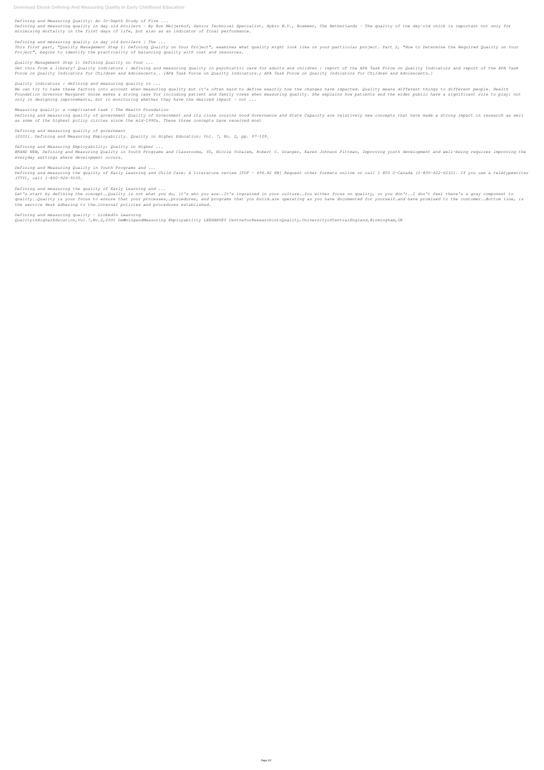*Defining and Measuring Quality: An In-Depth Study of Five ...*

*Defining and measuring quality in day old broilers - By Ron Meijerhof, Senior Technical Specialist, Hybro B.V., Boxmeer, The Netherlands - The quality of the day-old chick is important not only for minimising mortality in the first days of life, but also as an indicator of final performance.*

*Defining and measuring quality in day old broilers | The ...*

*This first part, "Quality Management Step 1: Defining Quality on Your Project", examines what quality might look like on your particular project. Part 2, "How to Determine the Required Quality on Your Project", begins to identify the practicality of balancing quality with cost and resources.*

*Quality Management Step 1: Defining Quality on Your ...*

*Get this from a library! Quality indicators : defining and measuring quality in psychiatric care for adults and children : report of the APA Task Force on Quality Indicators and report of the APA Task Force on Quality Indicators for Children and Adolescents.. [APA Task Force on Quality Indicators.; APA Task Force on Quality Indicators for Children and Adolescents.]*

*Quality indicators : defining and measuring quality in ...*

*We can try to take these factors into account when measuring quality but it's often hard to define exactly how the changes have impacted. Quality means different things to different people. Health Foundation Governor Margaret Goose makes a strong case for including patient and family views when measuring quality. She explains how patients and the wider public have a significant role to play: not only in designing improvements, but in monitoring whether they have the desired impact - not ...*

*Measuring quality: a complicated task | The Health Foundation*

*Defining and measuring quality of government Quality of Government and its close cousins Good Governance and State Capacity are relatively new concepts that have made a strong impact in research as well as some of the highest policy circles since the mid-1990s. These three concepts have received most*

*Defining and measuring quality of government*

*(2001). Defining and Measuring Employability. Quality in Higher Education: Vol. 7, No. 2, pp. 97-109.*

*Defining and Measuring Employability: Quality in Higher ...*

*BRAND NEW, Defining and Measuring Quality in Youth Programs and Classrooms, YD, Nicole Yohalem, Robert C. Granger, Karen Johnson Pittman, Improving youth development and well-being requires improving the everyday settings where development occurs.*

*Defining and Measuring Quality in Youth Programs and ...*

*Defining and measuring the quality of Early Learning and Child Care: A literature review [PDF - 496.82 KB] Request other formats online or call 1 800 O-Canada (1-800-622-6232). If you use a teletypewriter (TTY), call 1-800-926-9105.*

*Defining and measuring the quality of Early Learning and ...*

*Let's start by defining the concept.…Quality is not what you do, it's who you are.…It's ingrained in your culture.…You either focus on quality, or you don't.…I don't feel there's a gray component to quality.…Quality is your focus to ensure that your processes,…procedures, and programs that you build…are operating as you have documented for yourself…and have promised to the customer.…Bottom line, is the service desk adhering to the…internal policies and procedures established…*

*Defining and measuring quality - LinkedIn Learning*

*QualityinHigherEducation,Vol.7,No.2,2001 De®ningandMeasuring Employability LEEHARVEY CentreforResearchintoQuality,UniversityofCentralEngland,Birmingham,UK*